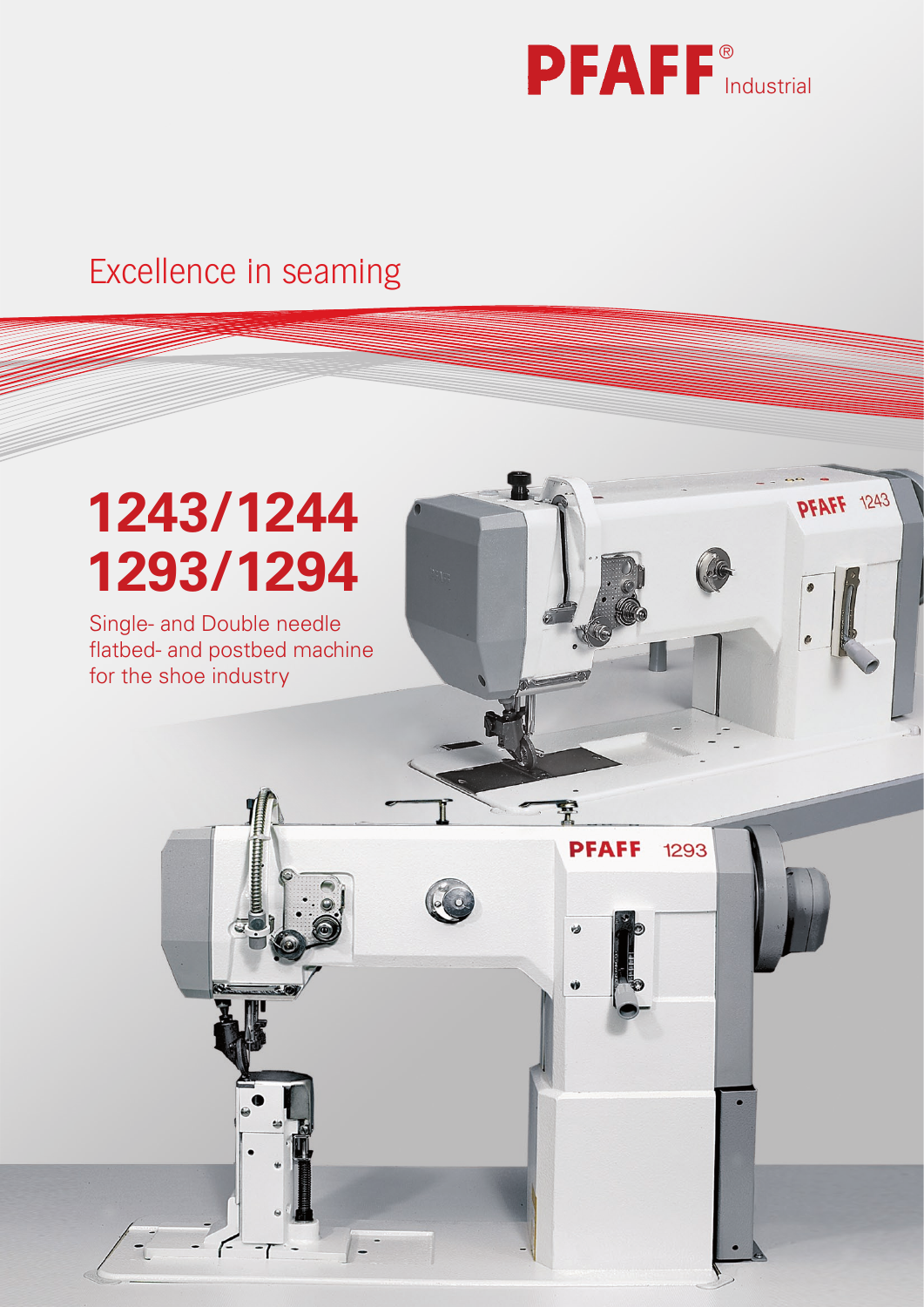PFAFF® Industrial

Excellence in seaming

# 1243/1244
# 1293/1294

Single- and Double needle flatbed- and postbed machine for the shoe industry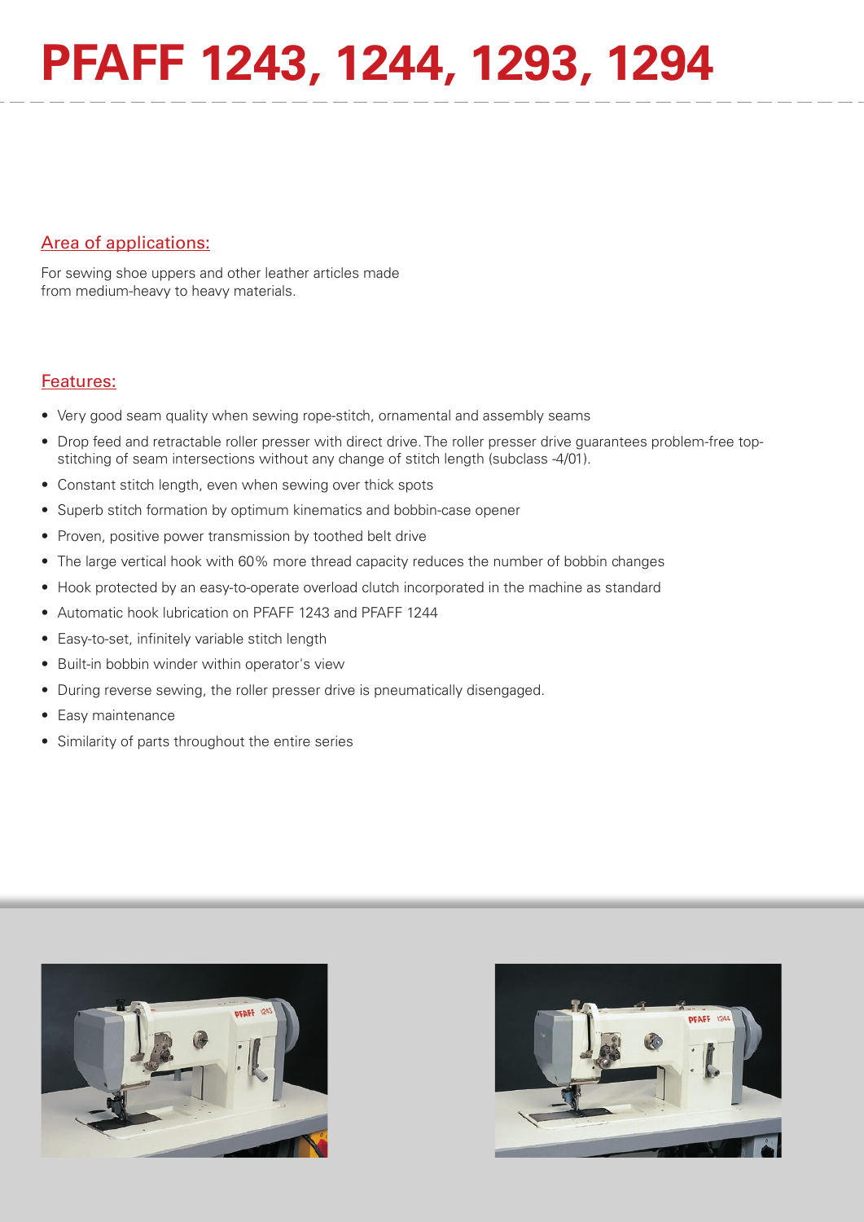# PFAFF 1243, 1244, 1293, 1294

## Area of applications:

For sewing shoe uppers and other leather articles made from medium-heavy to heavy materials.

## Features:

- Very good seam quality when sewing rope-stitch, ornamental and assembly seams
- Drop feed and retractable roller presser with direct drive. The roller presser drive guarantees problem-free top-stitching of seam intersections without any change of stitch length (subclass -4/01).
- Constant stitch length, even when sewing over thick spots
- Superb stitch formation by optimum kinematics and bobbin-case opener
- Proven, positive power transmission by toothed belt drive
- The large vertical hook with 60% more thread capacity reduces the number of bobbin changes
- Hook protected by an easy-to-operate overload clutch incorporated in the machine as standard
- Automatic hook lubrication on PFAFF 1243 and PFAFF 1244
- Easy-to-set, infinitely variable stitch length
- Built-in bobbin winder within operator's view
- During reverse sewing, the roller presser drive is pneumatically disengaged.
- Easy maintenance
- Similarity of parts throughout the entire series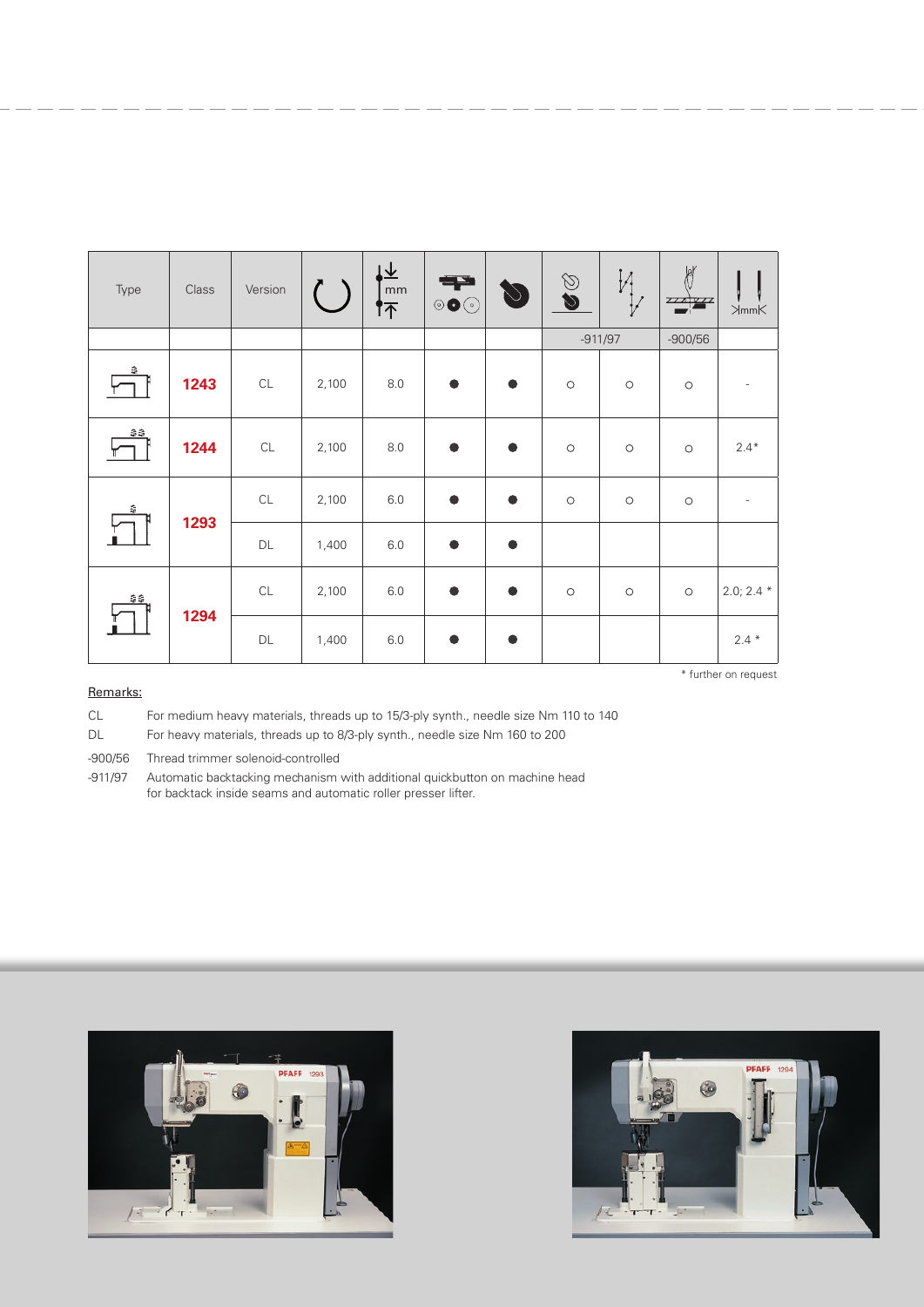| Type | Class | Version | | mm | | | | | | mm |
|---|---|---|---|---|---|---|---|---|---|---|
| | | | | | | | -911/97 | | -900/56 | |
| | 1243 | CL | 2,100 | 8.0 | ● | ● | ○ | ○ | ○ | - |
| | 1244 | CL | 2,100 | 8.0 | ● | ● | ○ | ○ | ○ | 2.4* |
| | 1293 | CL | 2,100 | 6.0 | ● | ● | ○ | ○ | ○ | - |
| | | DL | 1,400 | 6.0 | ● | ● | | | | |
| | 1294 | CL | 2,100 | 6.0 | ● | ● | ○ | ○ | ○ | 2.0; 2.4 * |
| | | DL | 1,400 | 6.0 | ● | ● | | | | 2.4 * |

* further on request

Remarks:

CL For medium heavy materials, threads up to 15/3-ply synth., needle size Nm 110 to 140

DL For heavy materials, threads up to 8/3-ply synth., needle size Nm 160 to 200

-900/56 Thread trimmer solenoid-controlled

-911/97 Automatic backtacking mechanism with additional quickbutton on machine head for backtack inside seams and automatic roller presser lifter.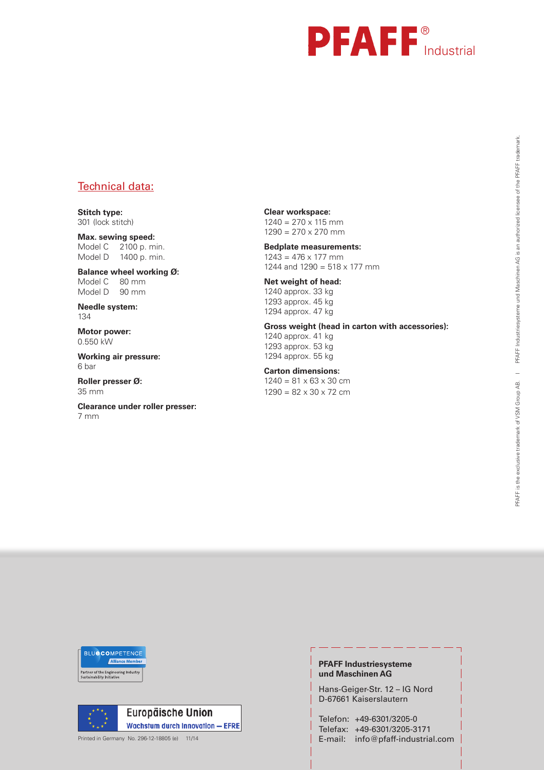PFAFF® Industrial

## Technical data:

**Stitch type:**
301 (lock stitch)

**Max. sewing speed:**
Model C 2100 p. min.
Model D 1400 p. min.

**Balance wheel working Ø:**
Model C 80 mm
Model D 90 mm

**Needle system:**
134

**Motor power:**
0.550 kW

**Working air pressure:**
6 bar

**Roller presser Ø:**
35 mm

**Clearance under roller presser:**
7 mm

**Clear workspace:**
1240 = 270 x 115 mm
1290 = 270 x 270 mm

**Bedplate measurements:**
1243 = 476 x 177 mm
1244 and 1290 = 518 x 177 mm

**Net weight of head:**
1240 approx. 33 kg
1293 approx. 45 kg
1294 approx. 47 kg

**Gross weight (head in carton with accessories):**
1240 approx. 41 kg
1293 approx. 53 kg
1294 approx. 55 kg

**Carton dimensions:**
1240 = 81 x 63 x 30 cm
1290 = 82 x 30 x 72 cm

PFAFF is the exclusive trademark of VSM Group AB. | PFAFF Industriesysteme und Maschinen AG is an authorized licensee of the PFAFF trademark.

BLUECOMPETENCE Alliance Member
Partner of the Engineering Industry Sustainability Initiative

Europäische Union
Wachstum durch Innovation – EFRE

Printed in Germany No. 296-12-18805 (e) 11/14

**PFAFF Industriesysteme und Maschinen AG**

Hans-Geiger-Str. 12 – IG Nord
D-67661 Kaiserslautern

Telefon: +49-6301/3205-0
Telefax: +49-6301/3205-3171
E-mail: info@pfaff-industrial.com